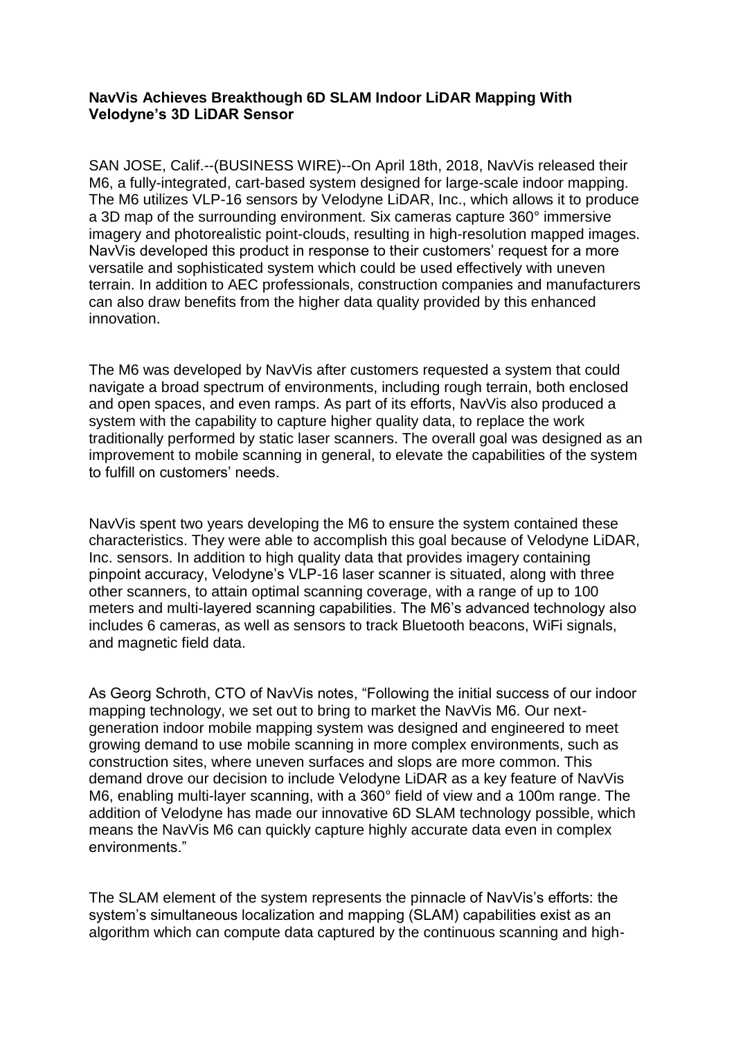**NavVis Achieves Breakthough 6D SLAM Indoor LiDAR Mapping With Velodyne's 3D LiDAR Sensor**

SAN JOSE, Calif.--(BUSINESS WIRE)--On April 18th, 2018, NavVis released their M6, a fully-integrated, cart-based system designed for large-scale indoor mapping. The M6 utilizes VLP-16 sensors by Velodyne LiDAR, Inc., which allows it to produce a 3D map of the surrounding environment. Six cameras capture 360° immersive imagery and photorealistic point-clouds, resulting in high-resolution mapped images. NavVis developed this product in response to their customers' request for a more versatile and sophisticated system which could be used effectively with uneven terrain. In addition to AEC professionals, construction companies and manufacturers can also draw benefits from the higher data quality provided by this enhanced innovation.

The M6 was developed by NavVis after customers requested a system that could navigate a broad spectrum of environments, including rough terrain, both enclosed and open spaces, and even ramps. As part of its efforts, NavVis also produced a system with the capability to capture higher quality data, to replace the work traditionally performed by static laser scanners. The overall goal was designed as an improvement to mobile scanning in general, to elevate the capabilities of the system to fulfill on customers' needs.

NavVis spent two years developing the M6 to ensure the system contained these characteristics. They were able to accomplish this goal because of Velodyne LiDAR, Inc. sensors. In addition to high quality data that provides imagery containing pinpoint accuracy, Velodyne's VLP-16 laser scanner is situated, along with three other scanners, to attain optimal scanning coverage, with a range of up to 100 meters and multi-layered scanning capabilities. The M6's advanced technology also includes 6 cameras, as well as sensors to track Bluetooth beacons, WiFi signals, and magnetic field data.

As Georg Schroth, CTO of NavVis notes, "Following the initial success of our indoor mapping technology, we set out to bring to market the NavVis M6. Our next-generation indoor mobile mapping system was designed and engineered to meet growing demand to use mobile scanning in more complex environments, such as construction sites, where uneven surfaces and slopes are more common. This demand drove our decision to include Velodyne LiDAR as a key feature of NavVis M6, enabling multi-layer scanning, with a 360° field of view and a 100m range. The addition of Velodyne has made our innovative 6D SLAM technology possible, which means the NavVis M6 can quickly capture highly accurate data even in complex environments."

The SLAM element of the system represents the pinnacle of NavVis's efforts: the system's simultaneous localization and mapping (SLAM) capabilities exist as an algorithm which can compute data captured by the continuous scanning and high-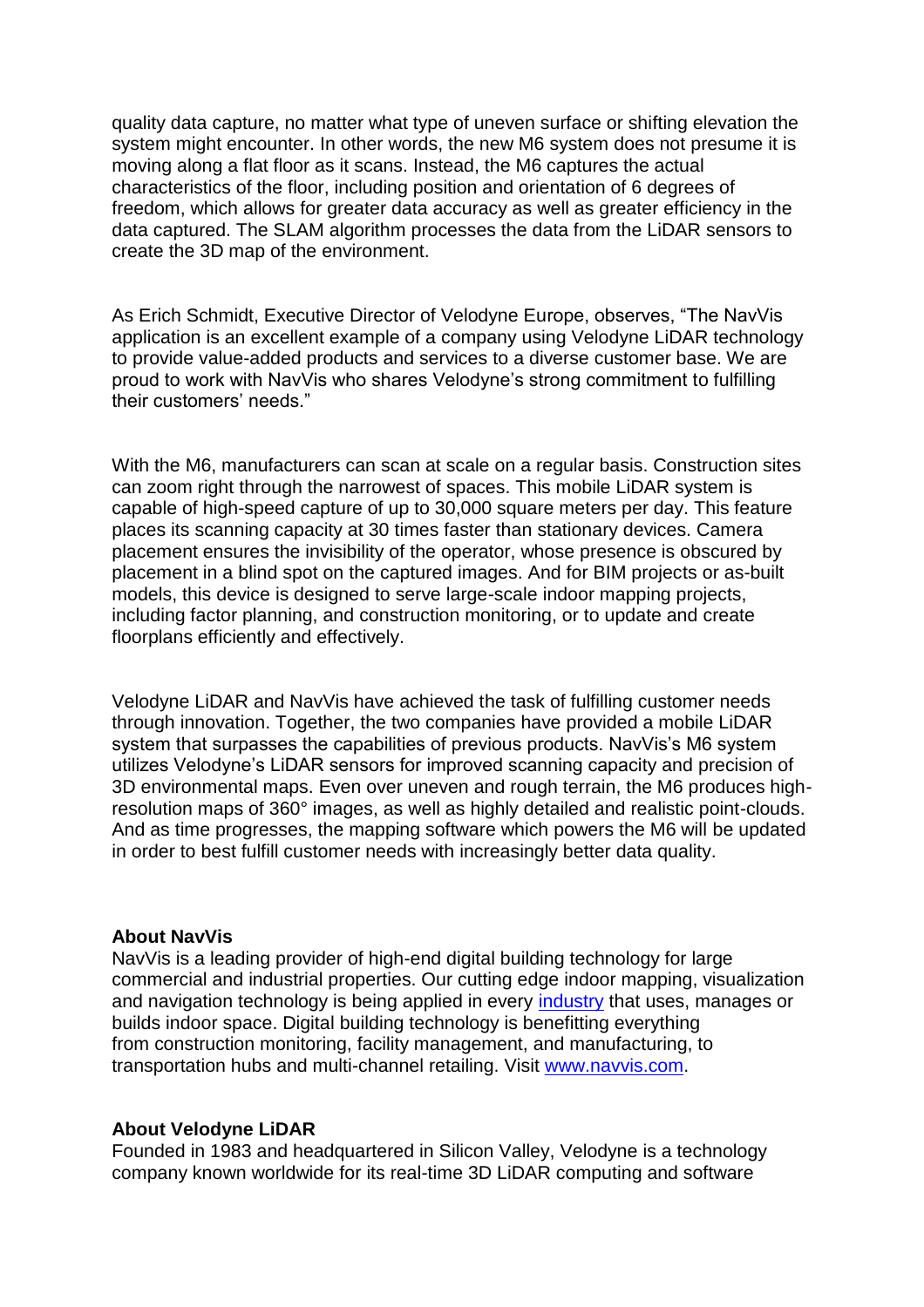quality data capture, no matter what type of uneven surface or shifting elevation the system might encounter. In other words, the new M6 system does not presume it is moving along a flat floor as it scans. Instead, the M6 captures the actual characteristics of the floor, including position and orientation of 6 degrees of freedom, which allows for greater data accuracy as well as greater efficiency in the data captured. The SLAM algorithm processes the data from the LiDAR sensors to create the 3D map of the environment.

As Erich Schmidt, Executive Director of Velodyne Europe, observes, "The NavVis application is an excellent example of a company using Velodyne LiDAR technology to provide value-added products and services to a diverse customer base. We are proud to work with NavVis who shares Velodyne's strong commitment to fulfilling their customers' needs."

With the M6, manufacturers can scan at scale on a regular basis. Construction sites can zoom right through the narrowest of spaces. This mobile LiDAR system is capable of high-speed capture of up to 30,000 square meters per day. This feature places its scanning capacity at 30 times faster than stationary devices. Camera placement ensures the invisibility of the operator, whose presence is obscured by placement in a blind spot on the captured images. And for BIM projects or as-built models, this device is designed to serve large-scale indoor mapping projects, including factor planning, and construction monitoring, or to update and create floorplans efficiently and effectively.

Velodyne LiDAR and NavVis have achieved the task of fulfilling customer needs through innovation. Together, the two companies have provided a mobile LiDAR system that surpasses the capabilities of previous products. NavVis's M6 system utilizes Velodyne's LiDAR sensors for improved scanning capacity and precision of 3D environmental maps. Even over uneven and rough terrain, the M6 produces high-resolution maps of 360° images, as well as highly detailed and realistic point-clouds. And as time progresses, the mapping software which powers the M6 will be updated in order to best fulfill customer needs with increasingly better data quality.

**About NavVis**

NavVis is a leading provider of high-end digital building technology for large commercial and industrial properties. Our cutting edge indoor mapping, visualization and navigation technology is being applied in every [industry](#) that uses, manages or builds indoor space. Digital building technology is benefitting everything from construction monitoring, facility management, and manufacturing, to transportation hubs and multi-channel retailing. Visit [www.navvis.com](http://www.navvis.com).

**About Velodyne LiDAR**

Founded in 1983 and headquartered in Silicon Valley, Velodyne is a technology company known worldwide for its real-time 3D LiDAR computing and software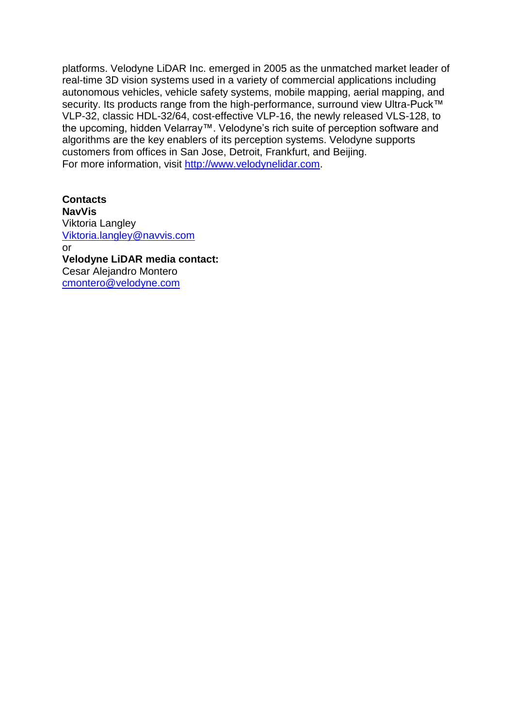platforms. Velodyne LiDAR Inc. emerged in 2005 as the unmatched market leader of real-time 3D vision systems used in a variety of commercial applications including autonomous vehicles, vehicle safety systems, mobile mapping, aerial mapping, and security. Its products range from the high-performance, surround view Ultra-Puck™ VLP-32, classic HDL-32/64, cost-effective VLP-16, the newly released VLS-128, to the upcoming, hidden Velarray™. Velodyne's rich suite of perception software and algorithms are the key enablers of its perception systems. Velodyne supports customers from offices in San Jose, Detroit, Frankfurt, and Beijing.
For more information, visit [http://www.velodynelidar.com](http://www.velodynelidar.com).

**Contacts**
**NavVis**
Viktoria Langley
[Viktoria.langley@navvis.com](mailto:Viktoria.langley@navvis.com)
or
**Velodyne LiDAR media contact:**
Cesar Alejandro Montero
[cmontero@velodyne.com](mailto:cmontero@velodyne.com)